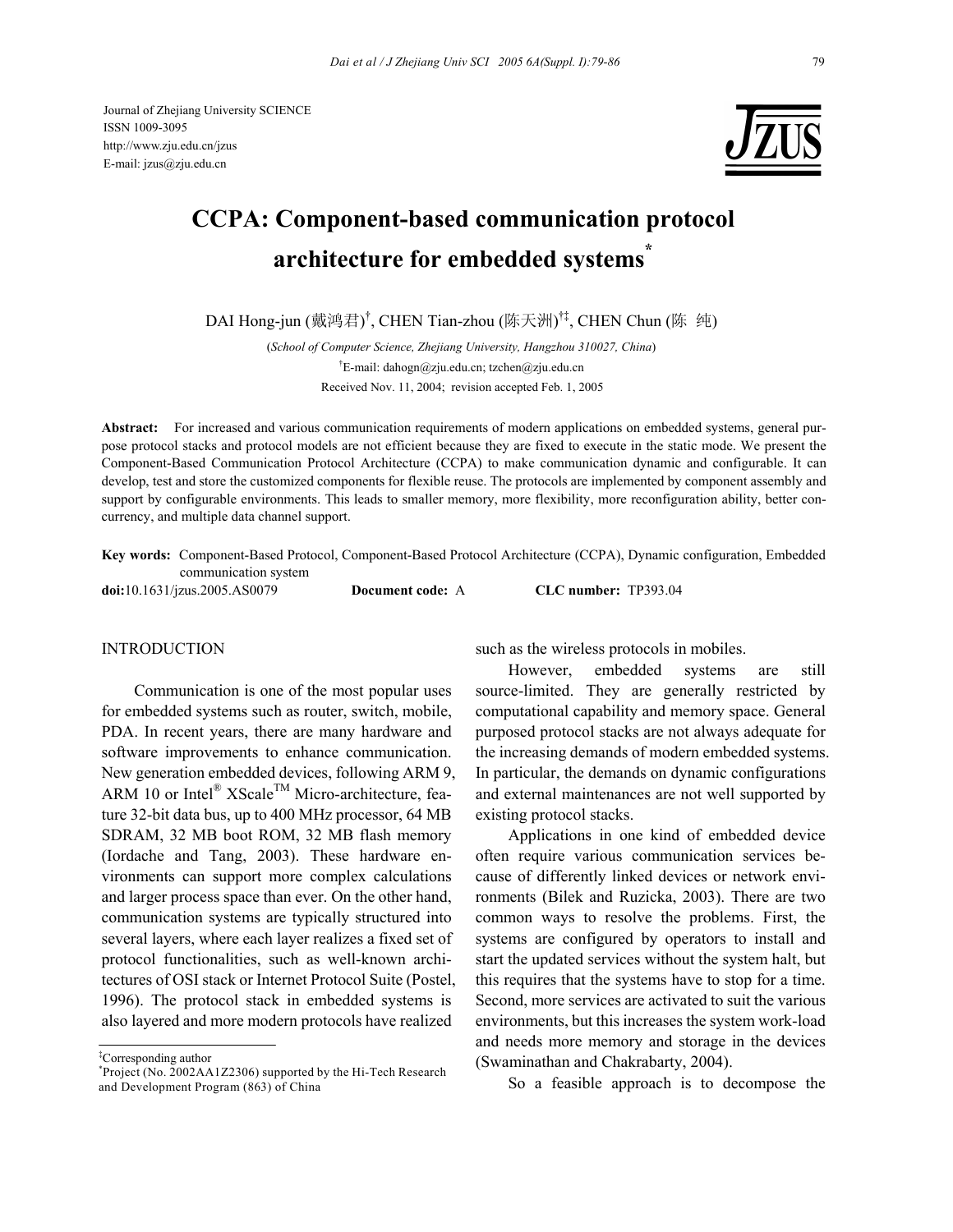Journal of Zhejiang University SCIENCE
ISSN 1009-3095
http://www.zju.edu.cn/jzus
E-mail: jzus@zju.edu.cn

# CCPA: Component-based communication protocol architecture for embedded systems*

DAI Hong-jun (戴鸿君)†, CHEN Tian-zhou (陈天洲)†‡, CHEN Chun (陈 纯)

(*School of Computer Science, Zhejiang University, Hangzhou 310027, China*)

†E-mail: dahogn@zju.edu.cn; tzchen@zju.edu.cn

Received Nov. 11, 2004; revision accepted Feb. 1, 2005

**Abstract:** For increased and various communication requirements of modern applications on embedded systems, general purpose protocol stacks and protocol models are not efficient because they are fixed to execute in the static mode. We present the Component-Based Communication Protocol Architecture (CCPA) to make communication dynamic and configurable. It can develop, test and store the customized components for flexible reuse. The protocols are implemented by component assembly and support by configurable environments. This leads to smaller memory, more flexibility, more reconfiguration ability, better concurrency, and multiple data channel support.

**Key words:** Component-Based Protocol, Component-Based Protocol Architecture (CCPA), Dynamic configuration, Embedded communication system

**doi:**10.1631/jzus.2005.AS0079 **Document code:** A **CLC number:** TP393.04

## INTRODUCTION

Communication is one of the most popular uses for embedded systems such as router, switch, mobile, PDA. In recent years, there are many hardware and software improvements to enhance communication. New generation embedded devices, following ARM 9, ARM 10 or Intel® XScale™ Micro-architecture, feature 32-bit data bus, up to 400 MHz processor, 64 MB SDRAM, 32 MB boot ROM, 32 MB flash memory (Iordache and Tang, 2003). These hardware environments can support more complex calculations and larger process space than ever. On the other hand, communication systems are typically structured into several layers, where each layer realizes a fixed set of protocol functionalities, such as well-known architectures of OSI stack or Internet Protocol Suite (Postel, 1996). The protocol stack in embedded systems is also layered and more modern protocols have realized such as the wireless protocols in mobiles.

However, embedded systems are still source-limited. They are generally restricted by computational capability and memory space. General purposed protocol stacks are not always adequate for the increasing demands of modern embedded systems. In particular, the demands on dynamic configurations and external maintenances are not well supported by existing protocol stacks.

Applications in one kind of embedded device often require various communication services because of differently linked devices or network environments (Bilek and Ruzicka, 2003). There are two common ways to resolve the problems. First, the systems are configured by operators to install and start the updated services without the system halt, but this requires that the systems have to stop for a time. Second, more services are activated to suit the various environments, but this increases the system work-load and needs more memory and storage in the devices (Swaminathan and Chakrabarty, 2004).

So a feasible approach is to decompose the

---

‡Corresponding author

*Project (No. 2002AA1Z2306) supported by the Hi-Tech Research and Development Program (863) of China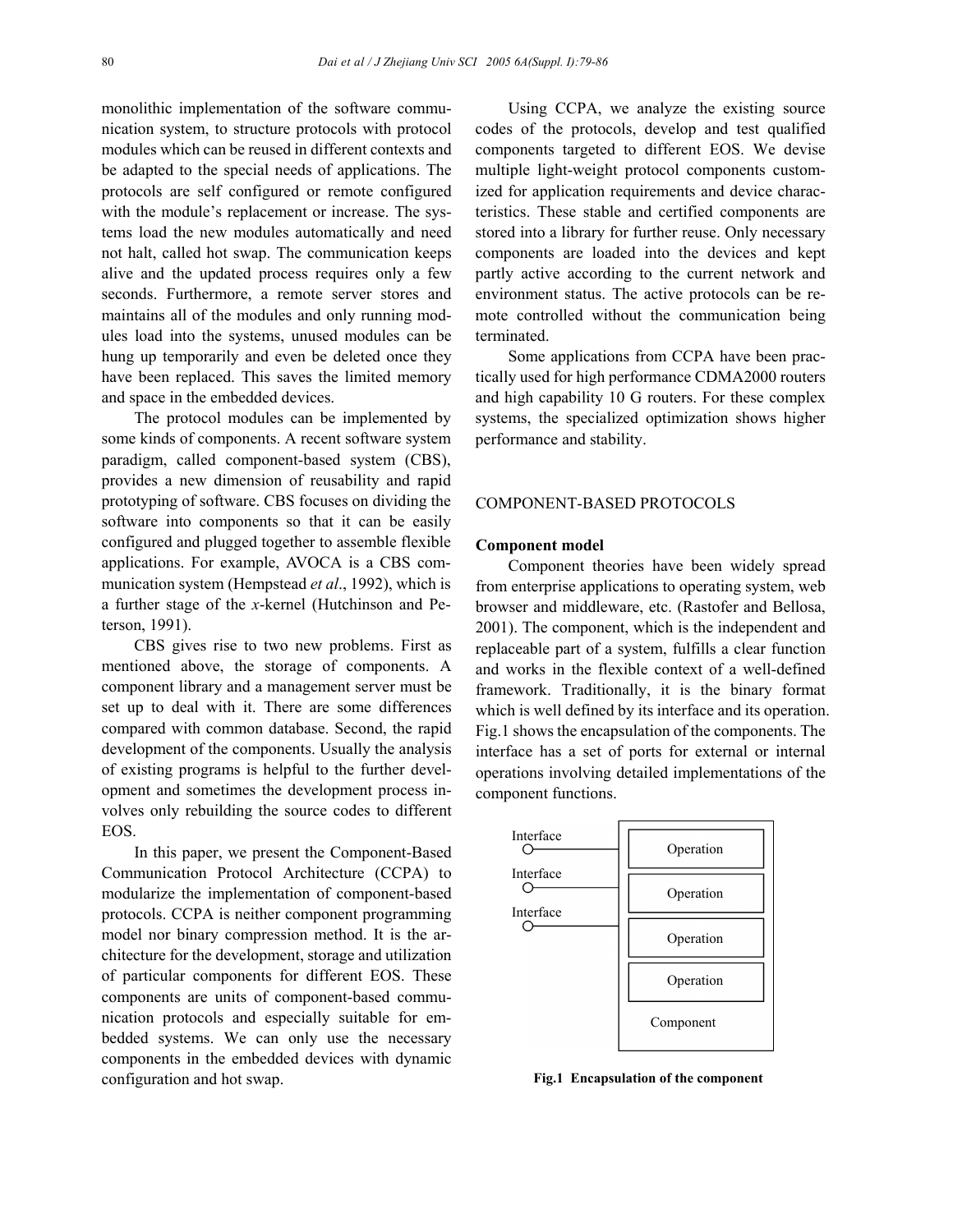monolithic implementation of the software communication system, to structure protocols with protocol modules which can be reused in different contexts and be adapted to the special needs of applications. The protocols are self configured or remote configured with the module's replacement or increase. The systems load the new modules automatically and need not halt, called hot swap. The communication keeps alive and the updated process requires only a few seconds. Furthermore, a remote server stores and maintains all of the modules and only running modules load into the systems, unused modules can be hung up temporarily and even be deleted once they have been replaced. This saves the limited memory and space in the embedded devices.

The protocol modules can be implemented by some kinds of components. A recent software system paradigm, called component-based system (CBS), provides a new dimension of reusability and rapid prototyping of software. CBS focuses on dividing the software into components so that it can be easily configured and plugged together to assemble flexible applications. For example, AVOCA is a CBS communication system (Hempstead *et al*., 1992), which is a further stage of the *x*-kernel (Hutchinson and Peterson, 1991).

CBS gives rise to two new problems. First as mentioned above, the storage of components. A component library and a management server must be set up to deal with it. There are some differences compared with common database. Second, the rapid development of the components. Usually the analysis of existing programs is helpful to the further development and sometimes the development process involves only rebuilding the source codes to different EOS.

In this paper, we present the Component-Based Communication Protocol Architecture (CCPA) to modularize the implementation of component-based protocols. CCPA is neither component programming model nor binary compression method. It is the architecture for the development, storage and utilization of particular components for different EOS. These components are units of component-based communication protocols and especially suitable for embedded systems. We can only use the necessary components in the embedded devices with dynamic configuration and hot swap.

Using CCPA, we analyze the existing source codes of the protocols, develop and test qualified components targeted to different EOS. We devise multiple light-weight protocol components customized for application requirements and device characteristics. These stable and certified components are stored into a library for further reuse. Only necessary components are loaded into the devices and kept partly active according to the current network and environment status. The active protocols can be remote controlled without the communication being terminated.

Some applications from CCPA have been practically used for high performance CDMA2000 routers and high capability 10 G routers. For these complex systems, the specialized optimization shows higher performance and stability.

## COMPONENT-BASED PROTOCOLS

### Component model

Component theories have been widely spread from enterprise applications to operating system, web browser and middleware, etc. (Rastofer and Bellosa, 2001). The component, which is the independent and replaceable part of a system, fulfills a clear function and works in the flexible context of a well-defined framework. Traditionally, it is the binary format which is well defined by its interface and its operation. Fig.1 shows the encapsulation of the components. The interface has a set of ports for external or internal operations involving detailed implementations of the component functions.

**Fig.1 Encapsulation of the component**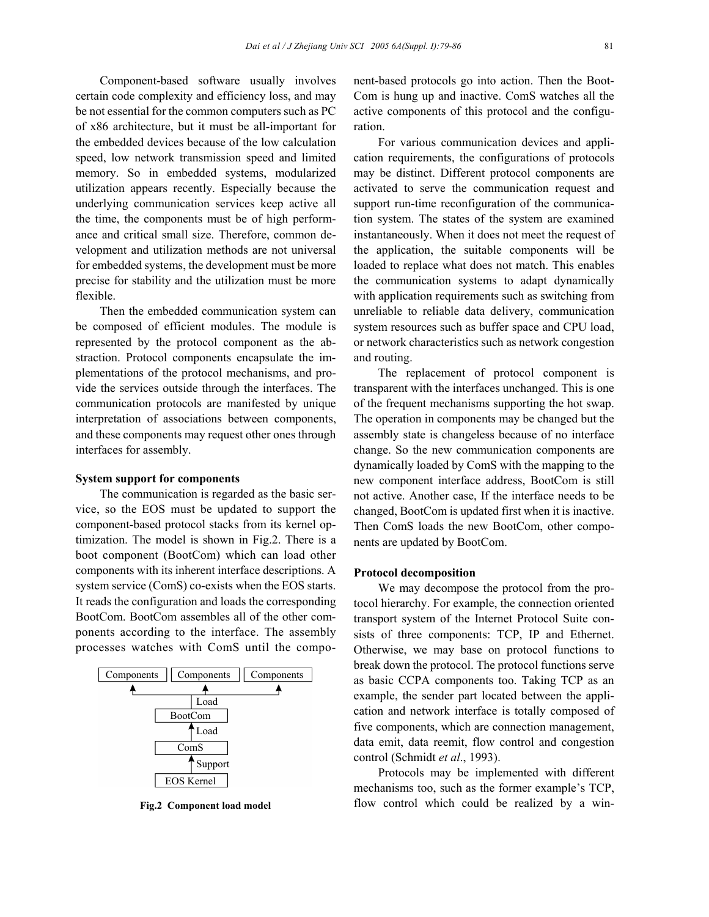Component-based software usually involves certain code complexity and efficiency loss, and may be not essential for the common computers such as PC of x86 architecture, but it must be all-important for the embedded devices because of the low calculation speed, low network transmission speed and limited memory. So in embedded systems, modularized utilization appears recently. Especially because the underlying communication services keep active all the time, the components must be of high performance and critical small size. Therefore, common development and utilization methods are not universal for embedded systems, the development must be more precise for stability and the utilization must be more flexible.

Then the embedded communication system can be composed of efficient modules. The module is represented by the protocol component as the abstraction. Protocol components encapsulate the implementations of the protocol mechanisms, and provide the services outside through the interfaces. The communication protocols are manifested by unique interpretation of associations between components, and these components may request other ones through interfaces for assembly.

**System support for components**

The communication is regarded as the basic service, so the EOS must be updated to support the component-based protocol stacks from its kernel optimization. The model is shown in Fig.2. There is a boot component (BootCom) which can load other components with its inherent interface descriptions. A system service (ComS) co-exists when the EOS starts. It reads the configuration and loads the corresponding BootCom. BootCom assembles all of the other components according to the interface. The assembly processes watches with ComS until the component-based protocols go into action. Then the BootCom is hung up and inactive. ComS watches all the active components of this protocol and the configuration.

Components
Components
Components
Load
BootCom
Load
ComS
Support
EOS Kernel

**Fig.2 Component load model**

For various communication devices and application requirements, the configurations of protocols may be distinct. Different protocol components are activated to serve the communication request and support run-time reconfiguration of the communication system. The states of the system are examined instantaneously. When it does not meet the request of the application, the suitable components will be loaded to replace what does not match. This enables the communication systems to adapt dynamically with application requirements such as switching from unreliable to reliable data delivery, communication system resources such as buffer space and CPU load, or network characteristics such as network congestion and routing.

The replacement of protocol component is transparent with the interfaces unchanged. This is one of the frequent mechanisms supporting the hot swap. The operation in components may be changed but the assembly state is changeless because of no interface change. So the new communication components are dynamically loaded by ComS with the mapping to the new component interface address, BootCom is still not active. Another case, If the interface needs to be changed, BootCom is updated first when it is inactive. Then ComS loads the new BootCom, other components are updated by BootCom.

**Protocol decomposition**

We may decompose the protocol from the protocol hierarchy. For example, the connection oriented transport system of the Internet Protocol Suite consists of three components: TCP, IP and Ethernet. Otherwise, we may base on protocol functions to break down the protocol. The protocol functions serve as basic CCPA components too. Taking TCP as an example, the sender part located between the application and network interface is totally composed of five components, which are connection management, data emit, data reemit, flow control and congestion control (Schmidt *et al*., 1993).

Protocols may be implemented with different mechanisms too, such as the former example's TCP, flow control which could be realized by a win-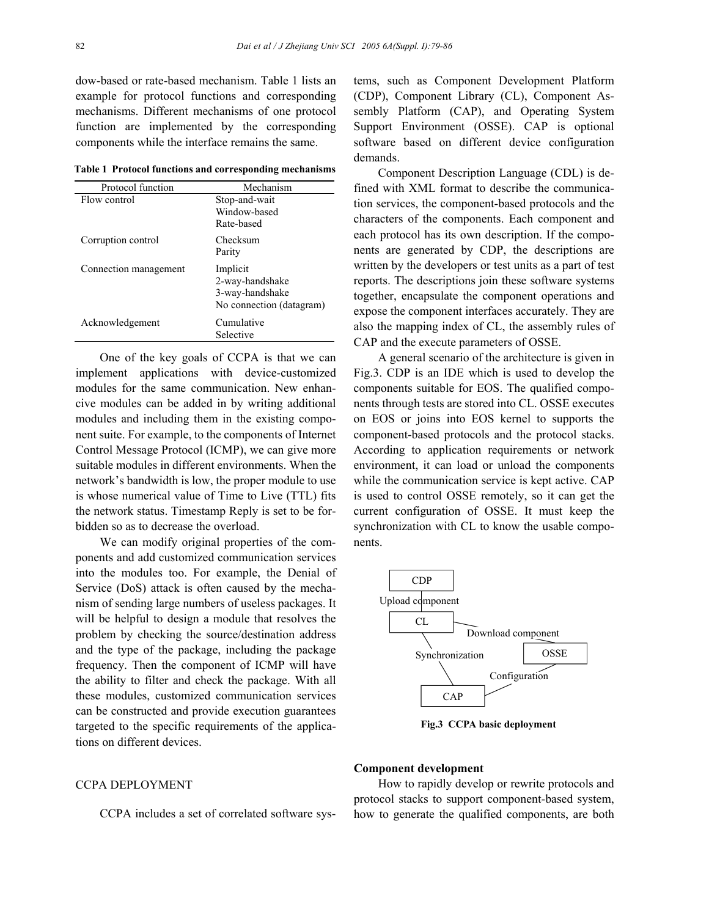dow-based or rate-based mechanism. Table 1 lists an example for protocol functions and corresponding mechanisms. Different mechanisms of one protocol function are implemented by the corresponding components while the interface remains the same.

**Table 1 Protocol functions and corresponding mechanisms**

| Protocol function | Mechanism |
|---|---|
| Flow control | Stop-and-wait<br>Window-based<br>Rate-based |
| Corruption control | Checksum<br>Parity |
| Connection management | Implicit<br>2-way-handshake<br>3-way-handshake<br>No connection (datagram) |
| Acknowledgement | Cumulative<br>Selective |

One of the key goals of CCPA is that we can implement applications with device-customized modules for the same communication. New enhancive modules can be added in by writing additional modules and including them in the existing component suite. For example, to the components of Internet Control Message Protocol (ICMP), we can give more suitable modules in different environments. When the network's bandwidth is low, the proper module to use is whose numerical value of Time to Live (TTL) fits the network status. Timestamp Reply is set to be forbidden so as to decrease the overload.

We can modify original properties of the components and add customized communication services into the modules too. For example, the Denial of Service (DoS) attack is often caused by the mechanism of sending large numbers of useless packages. It will be helpful to design a module that resolves the problem by checking the source/destination address and the type of the package, including the package frequency. Then the component of ICMP will have the ability to filter and check the package. With all these modules, customized communication services can be constructed and provide execution guarantees targeted to the specific requirements of the applications on different devices.

## CCPA DEPLOYMENT

CCPA includes a set of correlated software systems, such as Component Development Platform (CDP), Component Library (CL), Component Assembly Platform (CAP), and Operating System Support Environment (OSSE). CAP is optional software based on different device configuration demands.

Component Description Language (CDL) is defined with XML format to describe the communication services, the component-based protocols and the characters of the components. Each component and each protocol has its own description. If the components are generated by CDP, the descriptions are written by the developers or test units as a part of test reports. The descriptions join these software systems together, encapsulate the component operations and expose the component interfaces accurately. They are also the mapping index of CL, the assembly rules of CAP and the execute parameters of OSSE.

A general scenario of the architecture is given in Fig.3. CDP is an IDE which is used to develop the components suitable for EOS. The qualified components through tests are stored into CL. OSSE executes on EOS or joins into EOS kernel to supports the component-based protocols and the protocol stacks. According to application requirements or network environment, it can load or unload the components while the communication service is kept active. CAP is used to control OSSE remotely, so it can get the current configuration of OSSE. It must keep the synchronization with CL to know the usable components.

CDP
Upload component
CL
Download component
Synchronization
OSSE
Configuration
CAP

**Fig.3 CCPA basic deployment**

### Component development

How to rapidly develop or rewrite protocols and protocol stacks to support component-based system, how to generate the qualified components, are both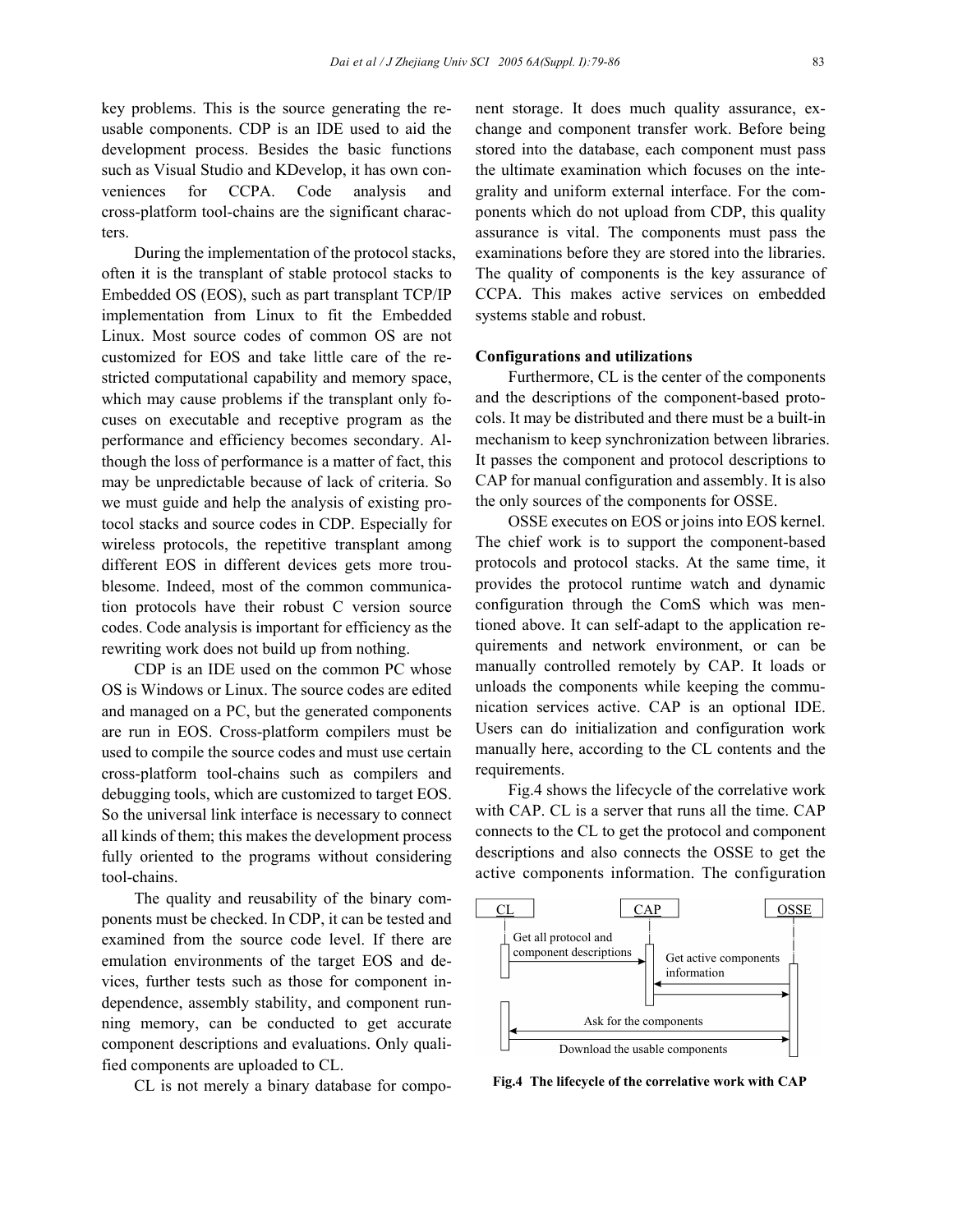key problems. This is the source generating the reusable components. CDP is an IDE used to aid the development process. Besides the basic functions such as Visual Studio and KDevelop, it has own conveniences for CCPA. Code analysis and cross-platform tool-chains are the significant characters.

During the implementation of the protocol stacks, often it is the transplant of stable protocol stacks to Embedded OS (EOS), such as part transplant TCP/IP implementation from Linux to fit the Embedded Linux. Most source codes of common OS are not customized for EOS and take little care of the restricted computational capability and memory space, which may cause problems if the transplant only focuses on executable and receptive program as the performance and efficiency becomes secondary. Although the loss of performance is a matter of fact, this may be unpredictable because of lack of criteria. So we must guide and help the analysis of existing protocol stacks and source codes in CDP. Especially for wireless protocols, the repetitive transplant among different EOS in different devices gets more troublesome. Indeed, most of the common communication protocols have their robust C version source codes. Code analysis is important for efficiency as the rewriting work does not build up from nothing.

CDP is an IDE used on the common PC whose OS is Windows or Linux. The source codes are edited and managed on a PC, but the generated components are run in EOS. Cross-platform compilers must be used to compile the source codes and must use certain cross-platform tool-chains such as compilers and debugging tools, which are customized to target EOS. So the universal link interface is necessary to connect all kinds of them; this makes the development process fully oriented to the programs without considering tool-chains.

The quality and reusability of the binary components must be checked. In CDP, it can be tested and examined from the source code level. If there are emulation environments of the target EOS and devices, further tests such as those for component independence, assembly stability, and component running memory, can be conducted to get accurate component descriptions and evaluations. Only qualified components are uploaded to CL.

CL is not merely a binary database for component storage. It does much quality assurance, exchange and component transfer work. Before being stored into the database, each component must pass the ultimate examination which focuses on the integrality and uniform external interface. For the components which do not upload from CDP, this quality assurance is vital. The components must pass the examinations before they are stored into the libraries. The quality of components is the key assurance of CCPA. This makes active services on embedded systems stable and robust.

**Configurations and utilizations**

Furthermore, CL is the center of the components and the descriptions of the component-based protocols. It may be distributed and there must be a built-in mechanism to keep synchronization between libraries. It passes the component and protocol descriptions to CAP for manual configuration and assembly. It is also the only sources of the components for OSSE.

OSSE executes on EOS or joins into EOS kernel. The chief work is to support the component-based protocols and protocol stacks. At the same time, it provides the protocol runtime watch and dynamic configuration through the ComS which was mentioned above. It can self-adapt to the application requirements and network environment, or can be manually controlled remotely by CAP. It loads or unloads the components while keeping the communication services active. CAP is an optional IDE. Users can do initialization and configuration work manually here, according to the CL contents and the requirements.

Fig.4 shows the lifecycle of the correlative work with CAP. CL is a server that runs all the time. CAP connects to the CL to get the protocol and component descriptions and also connects the OSSE to get the active components information. The configuration

CL | CAP | OSSE

Get all protocol and component descriptions

Get active components information

Ask for the components

Download the usable components

**Fig.4 The lifecycle of the correlative work with CAP**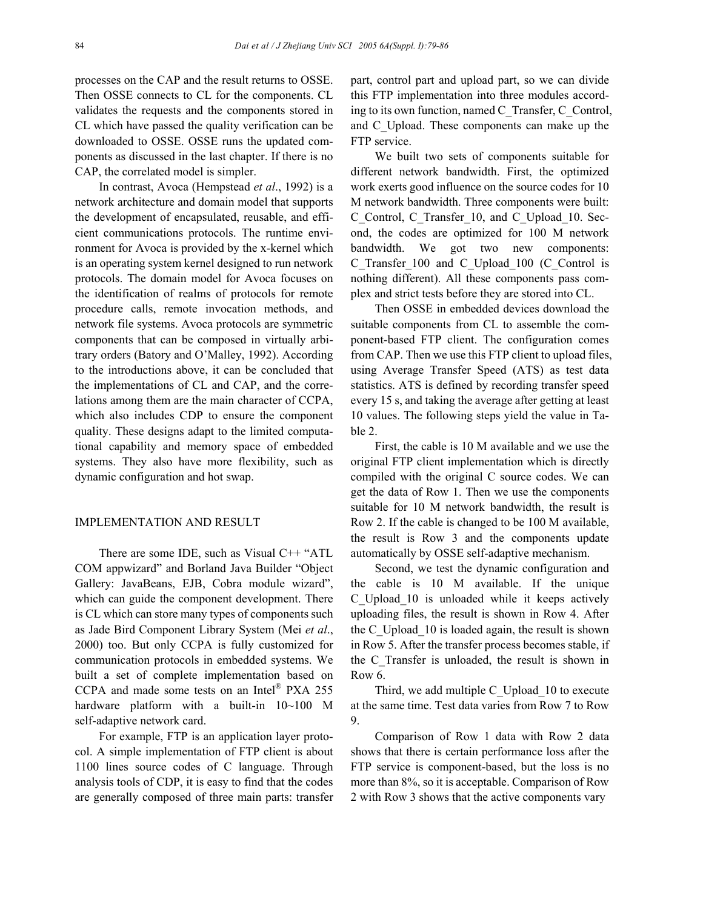processes on the CAP and the result returns to OSSE. Then OSSE connects to CL for the components. CL validates the requests and the components stored in CL which have passed the quality verification can be downloaded to OSSE. OSSE runs the updated components as discussed in the last chapter. If there is no CAP, the correlated model is simpler.

In contrast, Avoca (Hempstead *et al*., 1992) is a network architecture and domain model that supports the development of encapsulated, reusable, and efficient communications protocols. The runtime environment for Avoca is provided by the x-kernel which is an operating system kernel designed to run network protocols. The domain model for Avoca focuses on the identification of realms of protocols for remote procedure calls, remote invocation methods, and network file systems. Avoca protocols are symmetric components that can be composed in virtually arbitrary orders (Batory and O'Malley, 1992). According to the introductions above, it can be concluded that the implementations of CL and CAP, and the correlations among them are the main character of CCPA, which also includes CDP to ensure the component quality. These designs adapt to the limited computational capability and memory space of embedded systems. They also have more flexibility, such as dynamic configuration and hot swap.

## IMPLEMENTATION AND RESULT

There are some IDE, such as Visual C++ "ATL COM appwizard" and Borland Java Builder "Object Gallery: JavaBeans, EJB, Cobra module wizard", which can guide the component development. There is CL which can store many types of components such as Jade Bird Component Library System (Mei *et al*., 2000) too. But only CCPA is fully customized for communication protocols in embedded systems. We built a set of complete implementation based on CCPA and made some tests on an Intel® PXA 255 hardware platform with a built-in 10~100 M self-adaptive network card.

For example, FTP is an application layer protocol. A simple implementation of FTP client is about 1100 lines source codes of C language. Through analysis tools of CDP, it is easy to find that the codes are generally composed of three main parts: transfer part, control part and upload part, so we can divide this FTP implementation into three modules according to its own function, named C_Transfer, C_Control, and C_Upload. These components can make up the FTP service.

We built two sets of components suitable for different network bandwidth. First, the optimized work exerts good influence on the source codes for 10 M network bandwidth. Three components were built: C_Control, C_Transfer_10, and C_Upload_10. Second, the codes are optimized for 100 M network bandwidth. We got two new components: C_Transfer_100 and C_Upload_100 (C_Control is nothing different). All these components pass complex and strict tests before they are stored into CL.

Then OSSE in embedded devices download the suitable components from CL to assemble the component-based FTP client. The configuration comes from CAP. Then we use this FTP client to upload files, using Average Transfer Speed (ATS) as test data statistics. ATS is defined by recording transfer speed every 15 s, and taking the average after getting at least 10 values. The following steps yield the value in Table 2.

First, the cable is 10 M available and we use the original FTP client implementation which is directly compiled with the original C source codes. We can get the data of Row 1. Then we use the components suitable for 10 M network bandwidth, the result is Row 2. If the cable is changed to be 100 M available, the result is Row 3 and the components update automatically by OSSE self-adaptive mechanism.

Second, we test the dynamic configuration and the cable is 10 M available. If the unique C_Upload_10 is unloaded while it keeps actively uploading files, the result is shown in Row 4. After the C_Upload_10 is loaded again, the result is shown in Row 5. After the transfer process becomes stable, if the C_Transfer is unloaded, the result is shown in Row 6.

Third, we add multiple C_Upload_10 to execute at the same time. Test data varies from Row 7 to Row 9.

Comparison of Row 1 data with Row 2 data shows that there is certain performance loss after the FTP service is component-based, but the loss is no more than 8%, so it is acceptable. Comparison of Row 2 with Row 3 shows that the active components vary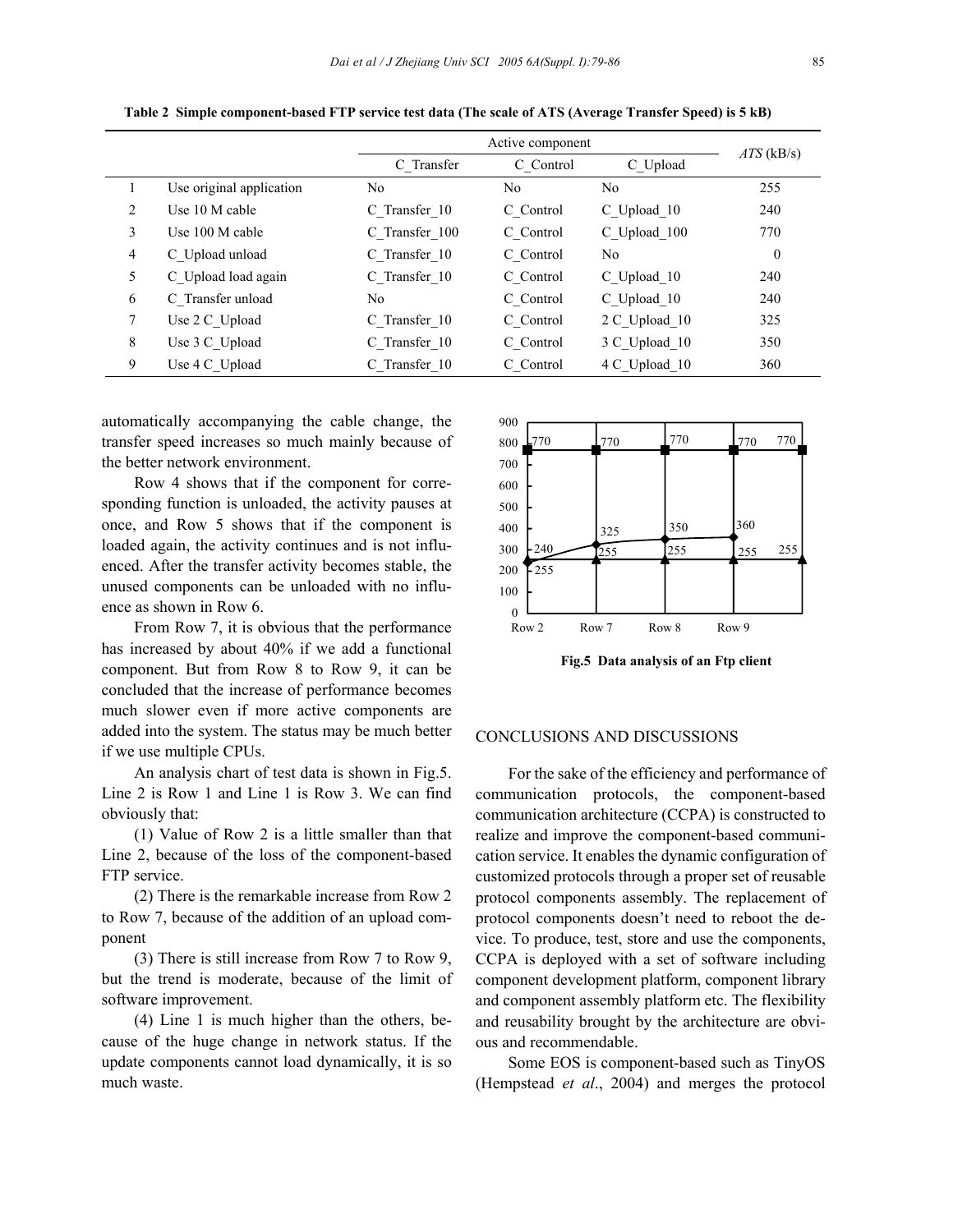**Table 2 Simple component-based FTP service test data (The scale of ATS (Average Transfer Speed) is 5 kB)**

| | | Active component | | | *ATS* (kB/s) |
|---|---|---|---|---|---|
| | | C_Transfer | C_Control | C_Upload | |
| 1 | Use original application | No | No | No | 255 |
| 2 | Use 10 M cable | C_Transfer_10 | C_Control | C_Upload_10 | 240 |
| 3 | Use 100 M cable | C_Transfer_100 | C_Control | C_Upload_100 | 770 |
| 4 | C_Upload unload | C_Transfer_10 | C_Control | No | 0 |
| 5 | C_Upload load again | C_Transfer_10 | C_Control | C_Upload_10 | 240 |
| 6 | C_Transfer unload | No | C_Control | C_Upload_10 | 240 |
| 7 | Use 2 C_Upload | C_Transfer_10 | C_Control | 2 C_Upload_10 | 325 |
| 8 | Use 3 C_Upload | C_Transfer_10 | C_Control | 3 C_Upload_10 | 350 |
| 9 | Use 4 C_Upload | C_Transfer_10 | C_Control | 4 C_Upload_10 | 360 |

automatically accompanying the cable change, the transfer speed increases so much mainly because of the better network environment.

Row 4 shows that if the component for corresponding function is unloaded, the activity pauses at once, and Row 5 shows that if the component is loaded again, the activity continues and is not influenced. After the transfer activity becomes stable, the unused components can be unloaded with no influence as shown in Row 6.

From Row 7, it is obvious that the performance has increased by about 40% if we add a functional component. But from Row 8 to Row 9, it can be concluded that the increase of performance becomes much slower even if more active components are added into the system. The status may be much better if we use multiple CPUs.

An analysis chart of test data is shown in Fig.5. Line 2 is Row 1 and Line 1 is Row 3. We can find obviously that:

(1) Value of Row 2 is a little smaller than that Line 2, because of the loss of the component-based FTP service.

(2) There is the remarkable increase from Row 2 to Row 7, because of the addition of an upload component

(3) There is still increase from Row 7 to Row 9, but the trend is moderate, because of the limit of software improvement.

(4) Line 1 is much higher than the others, because of the huge change in network status. If the update components cannot load dynamically, it is so much waste.

**Fig.5 Data analysis of an Ftp client**

## CONCLUSIONS AND DISCUSSIONS

For the sake of the efficiency and performance of communication protocols, the component-based communication architecture (CCPA) is constructed to realize and improve the component-based communication service. It enables the dynamic configuration of customized protocols through a proper set of reusable protocol components assembly. The replacement of protocol components doesn't need to reboot the device. To produce, test, store and use the components, CCPA is deployed with a set of software including component development platform, component library and component assembly platform etc. The flexibility and reusability brought by the architecture are obvious and recommendable.

Some EOS is component-based such as TinyOS (Hempstead *et al*., 2004) and merges the protocol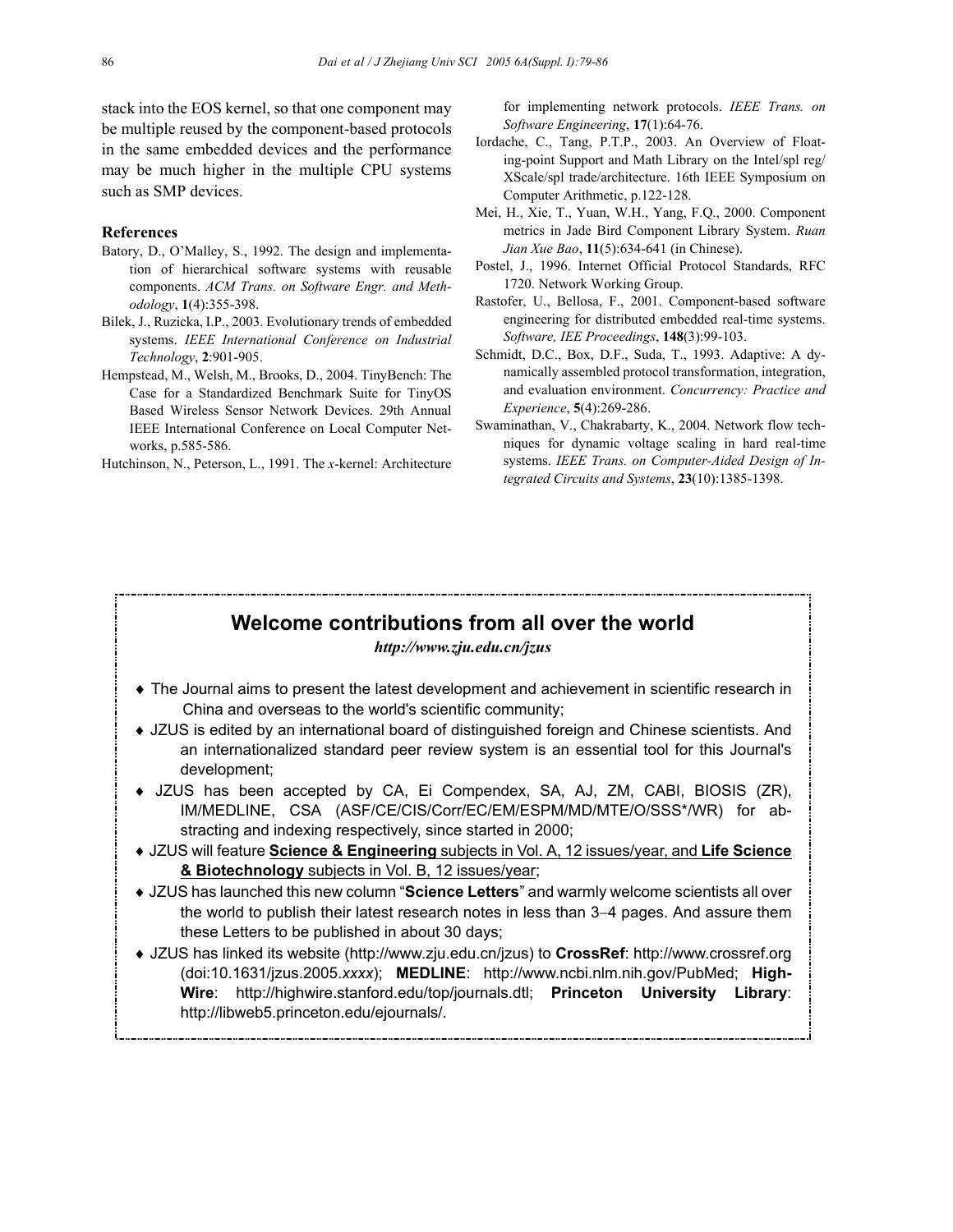stack into the EOS kernel, so that one component may be multiple reused by the component-based protocols in the same embedded devices and the performance may be much higher in the multiple CPU systems such as SMP devices.

## References

Batory, D., O'Malley, S., 1992. The design and implementation of hierarchical software systems with reusable components. *ACM Trans. on Software Engr. and Methodology*, **1**(4):355-398.

Bilek, J., Ruzicka, I.P., 2003. Evolutionary trends of embedded systems. *IEEE International Conference on Industrial Technology*, **2**:901-905.

Hempstead, M., Welsh, M., Brooks, D., 2004. TinyBench: The Case for a Standardized Benchmark Suite for TinyOS Based Wireless Sensor Network Devices. 29th Annual IEEE International Conference on Local Computer Networks, p.585-586.

Hutchinson, N., Peterson, L., 1991. The *x*-kernel: Architecture for implementing network protocols. *IEEE Trans. on Software Engineering*, **17**(1):64-76.

Iordache, C., Tang, P.T.P., 2003. An Overview of Floating-point Support and Math Library on the Intel/spl reg/ XScale/spl trade/architecture. 16th IEEE Symposium on Computer Arithmetic, p.122-128.

Mei, H., Xie, T., Yuan, W.H., Yang, F.Q., 2000. Component metrics in Jade Bird Component Library System. *Ruan Jian Xue Bao*, **11**(5):634-641 (in Chinese).

Postel, J., 1996. Internet Official Protocol Standards, RFC 1720. Network Working Group.

Rastofer, U., Bellosa, F., 2001. Component-based software engineering for distributed embedded real-time systems. *Software, IEE Proceedings*, **148**(3):99-103.

Schmidt, D.C., Box, D.F., Suda, T., 1993. Adaptive: A dynamically assembled protocol transformation, integration, and evaluation environment. *Concurrency: Practice and Experience*, **5**(4):269-286.

Swaminathan, V., Chakrabarty, K., 2004. Network flow techniques for dynamic voltage scaling in hard real-time systems. *IEEE Trans. on Computer-Aided Design of Integrated Circuits and Systems*, **23**(10):1385-1398.

---

## Welcome contributions from all over the world

***http://www.zju.edu.cn/jzus***

- ♦ The Journal aims to present the latest development and achievement in scientific research in China and overseas to the world's scientific community;
- ♦ JZUS is edited by an international board of distinguished foreign and Chinese scientists. And an internationalized standard peer review system is an essential tool for this Journal's development;
- ♦ JZUS has been accepted by CA, Ei Compendex, SA, AJ, ZM, CABI, BIOSIS (ZR), IM/MEDLINE, CSA (ASF/CE/CIS/Corr/EC/EM/ESPM/MD/MTE/O/SSS*/WR) for abstracting and indexing respectively, since started in 2000;
- ♦ JZUS will feature **Science & Engineering** subjects in Vol. A, 12 issues/year, and **Life Science & Biotechnology** subjects in Vol. B, 12 issues/year;
- ♦ JZUS has launched this new column "**Science Letters**" and warmly welcome scientists all over the world to publish their latest research notes in less than 3–4 pages. And assure them these Letters to be published in about 30 days;
- ♦ JZUS has linked its website (http://www.zju.edu.cn/jzus) to **CrossRef**: http://www.crossref.org (doi:10.1631/jzus.2005.*xxxx*); **MEDLINE**: http://www.ncbi.nlm.nih.gov/PubMed; **HighWire**: http://highwire.stanford.edu/top/journals.dtl; **Princeton University Library**: http://libweb5.princeton.edu/ejournals/.